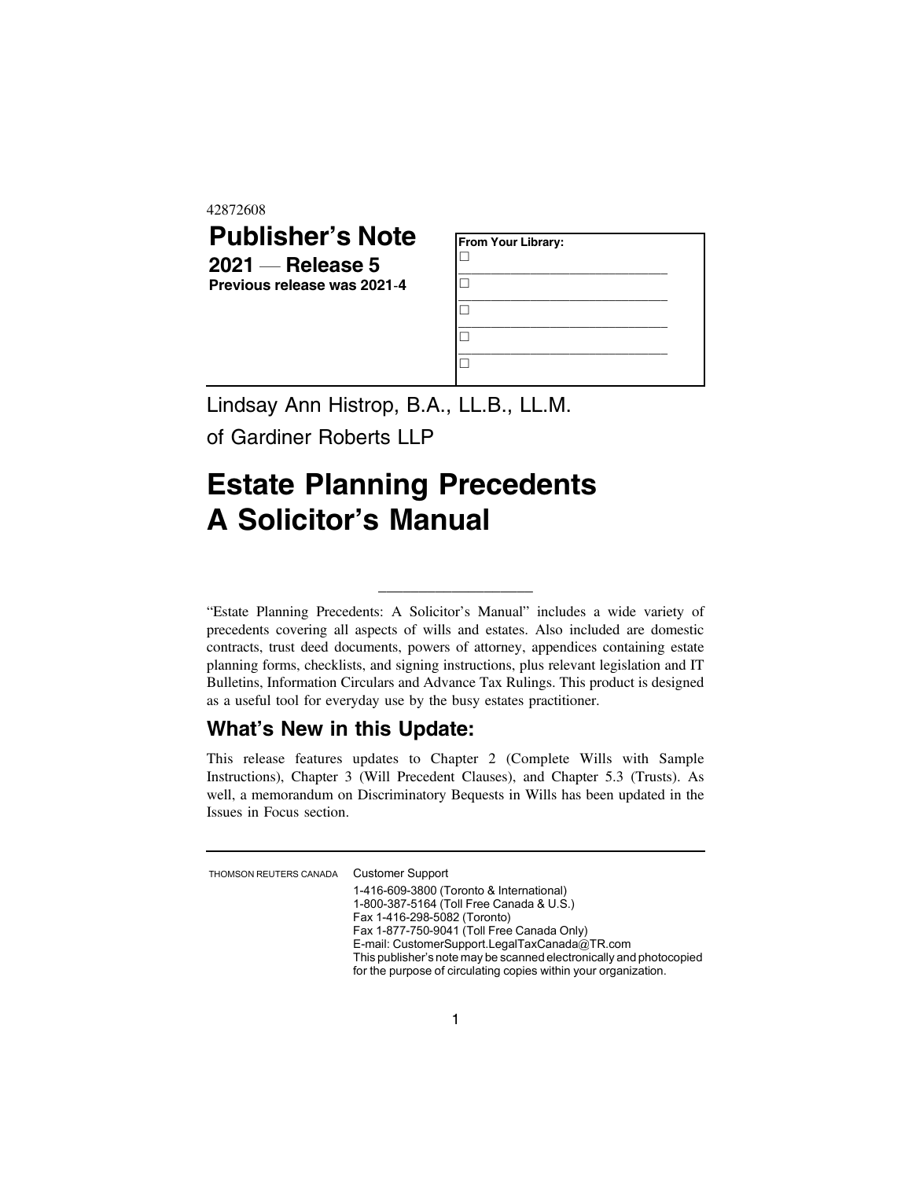42872608

# Publisher's Note

**2021 — Release 5**

**Previous release was 2021-4**

**From Your Library:**

☐ ______________________________

☐ ______________________________

☐ ______________________________

☐ ______________________________

☐

Lindsay Ann Histrop, B.A., LL.B., LL.M.

of Gardiner Roberts LLP

# Estate Planning Precedents A Solicitor's Manual

---

"Estate Planning Precedents: A Solicitor's Manual" includes a wide variety of precedents covering all aspects of wills and estates. Also included are domestic contracts, trust deed documents, powers of attorney, appendices containing estate planning forms, checklists, and signing instructions, plus relevant legislation and IT Bulletins, Information Circulars and Advance Tax Rulings. This product is designed as a useful tool for everyday use by the busy estates practitioner.

## What's New in this Update:

This release features updates to Chapter 2 (Complete Wills with Sample Instructions), Chapter 3 (Will Precedent Clauses), and Chapter 5.3 (Trusts). As well, a memorandum on Discriminatory Bequests in Wills has been updated in the Issues in Focus section.

---

THOMSON REUTERS CANADA

Customer Support

1-416-609-3800 (Toronto & International)
1-800-387-5164 (Toll Free Canada & U.S.)
Fax 1-416-298-5082 (Toronto)
Fax 1-877-750-9041 (Toll Free Canada Only)
E-mail: CustomerSupport.LegalTaxCanada@TR.com
This publisher's note may be scanned electronically and photocopied for the purpose of circulating copies within your organization.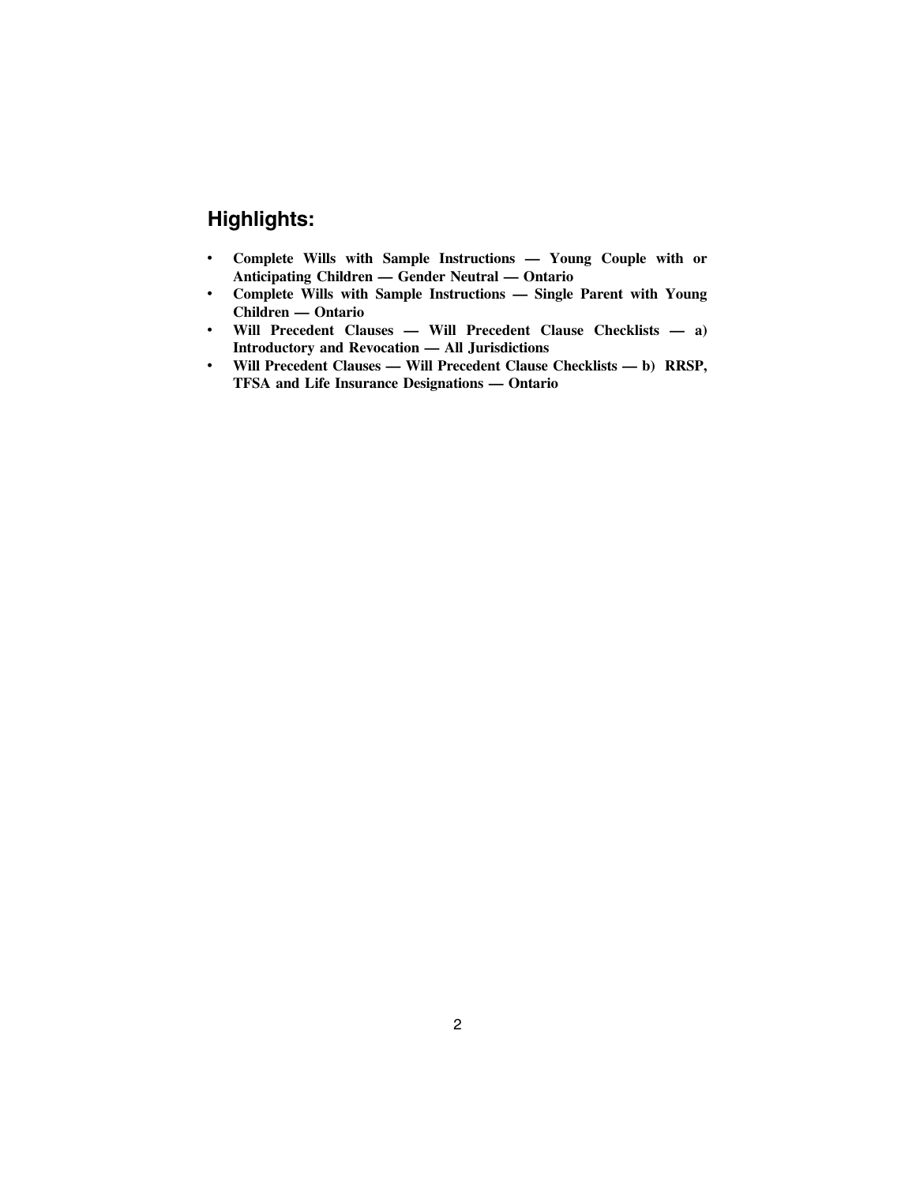## Highlights:

- **Complete Wills with Sample Instructions — Young Couple with or Anticipating Children — Gender Neutral — Ontario**
- **Complete Wills with Sample Instructions — Single Parent with Young Children — Ontario**
- **Will Precedent Clauses — Will Precedent Clause Checklists — a) Introductory and Revocation — All Jurisdictions**
- **Will Precedent Clauses — Will Precedent Clause Checklists — b) RRSP, TFSA and Life Insurance Designations — Ontario**